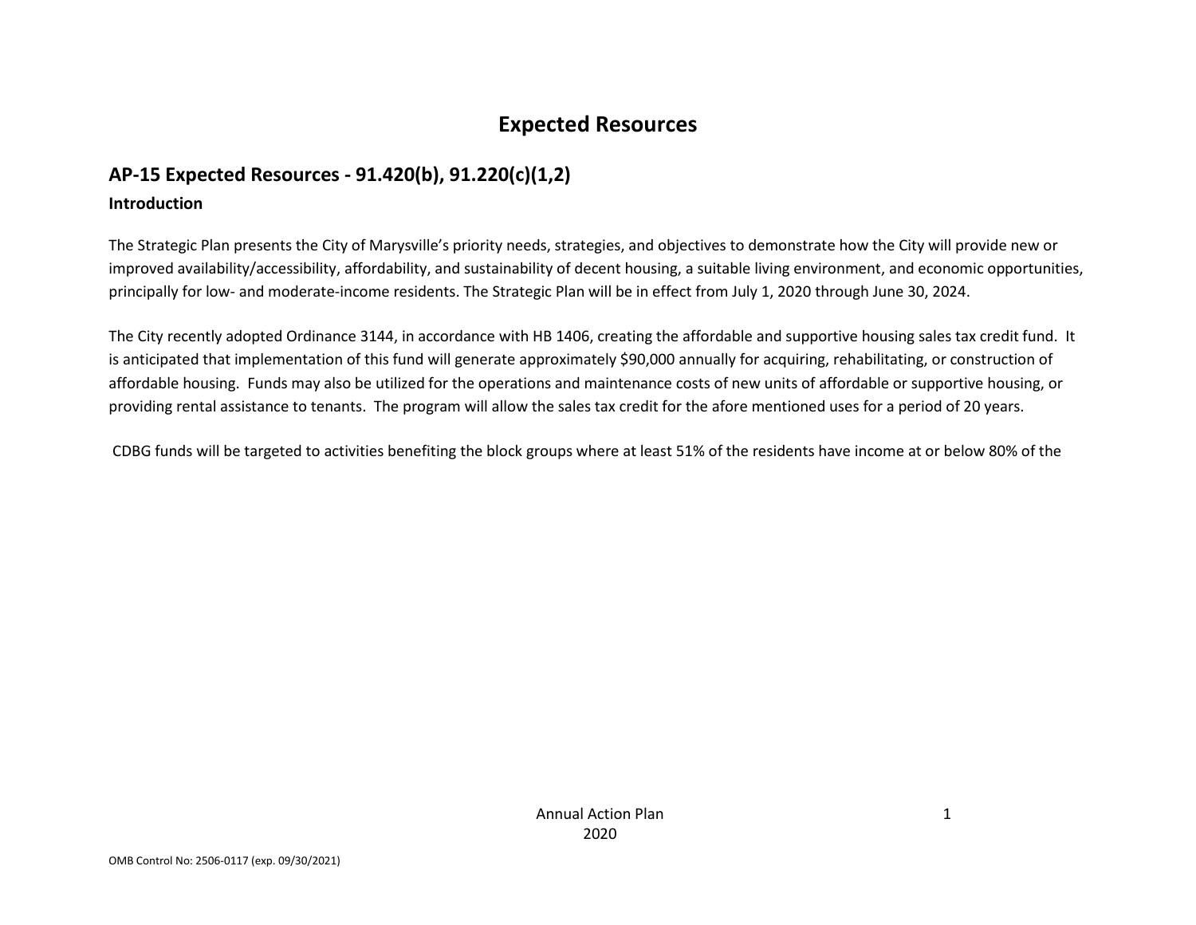# Expected Resources

## AP-15 Expected Resources - 91.420(b), 91.220(c)(1,2)

### Introduction

The Strategic Plan presents the City of Marysville's priority needs, strategies, and objectives to demonstrate how the City will provide new or improved availability/accessibility, affordability, and sustainability of decent housing, a suitable living environment, and economic opportunities, principally for low- and moderate-income residents. The Strategic Plan will be in effect from July 1, 2020 through June 30, 2024.

The City recently adopted Ordinance 3144, in accordance with HB 1406, creating the affordable and supportive housing sales tax credit fund. It is anticipated that implementation of this fund will generate approximately $90,000 annually for acquiring, rehabilitating, or construction of affordable housing. Funds may also be utilized for the operations and maintenance costs of new units of affordable or supportive housing, or providing rental assistance to tenants. The program will allow the sales tax credit for the afore mentioned uses for a period of 20 years.

CDBG funds will be targeted to activities benefiting the block groups where at least 51% of the residents have income at or below 80% of the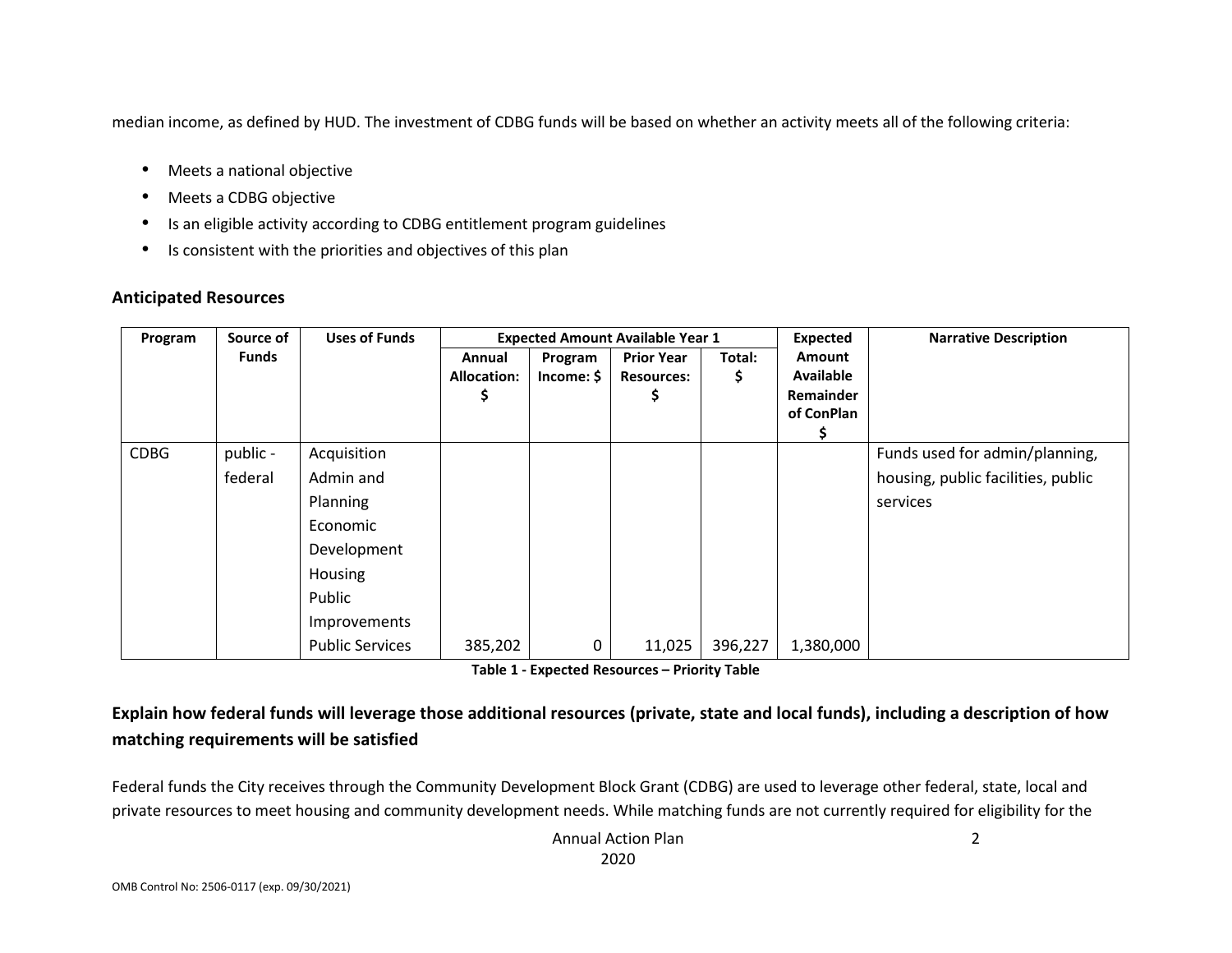median income, as defined by HUD. The investment of CDBG funds will be based on whether an activity meets all of the following criteria:

- Meets a national objective
- Meets a CDBG objective
- Is an eligible activity according to CDBG entitlement program guidelines
- Is consistent with the priorities and objectives of this plan

## Anticipated Resources

| Program | Source of Funds | Uses of Funds | Expected Amount Available Year 1 | | | | Expected Amount Available Remainder of ConPlan $ | Narrative Description |
|---|---|---|---|---|---|---|---|---|
| | | | Annual Allocation: $ | Program Income: $ | Prior Year Resources: $ | Total: $ | | |
| CDBG | public - federal | Acquisition<br>Admin and Planning<br>Economic Development<br>Housing<br>Public Improvements<br>Public Services | 385,202 | 0 | 11,025 | 396,227 | 1,380,000 | Funds used for admin/planning, housing, public facilities, public services |

**Table 1 - Expected Resources – Priority Table**

## Explain how federal funds will leverage those additional resources (private, state and local funds), including a description of how matching requirements will be satisfied

Federal funds the City receives through the Community Development Block Grant (CDBG) are used to leverage other federal, state, local and private resources to meet housing and community development needs. While matching funds are not currently required for eligibility for the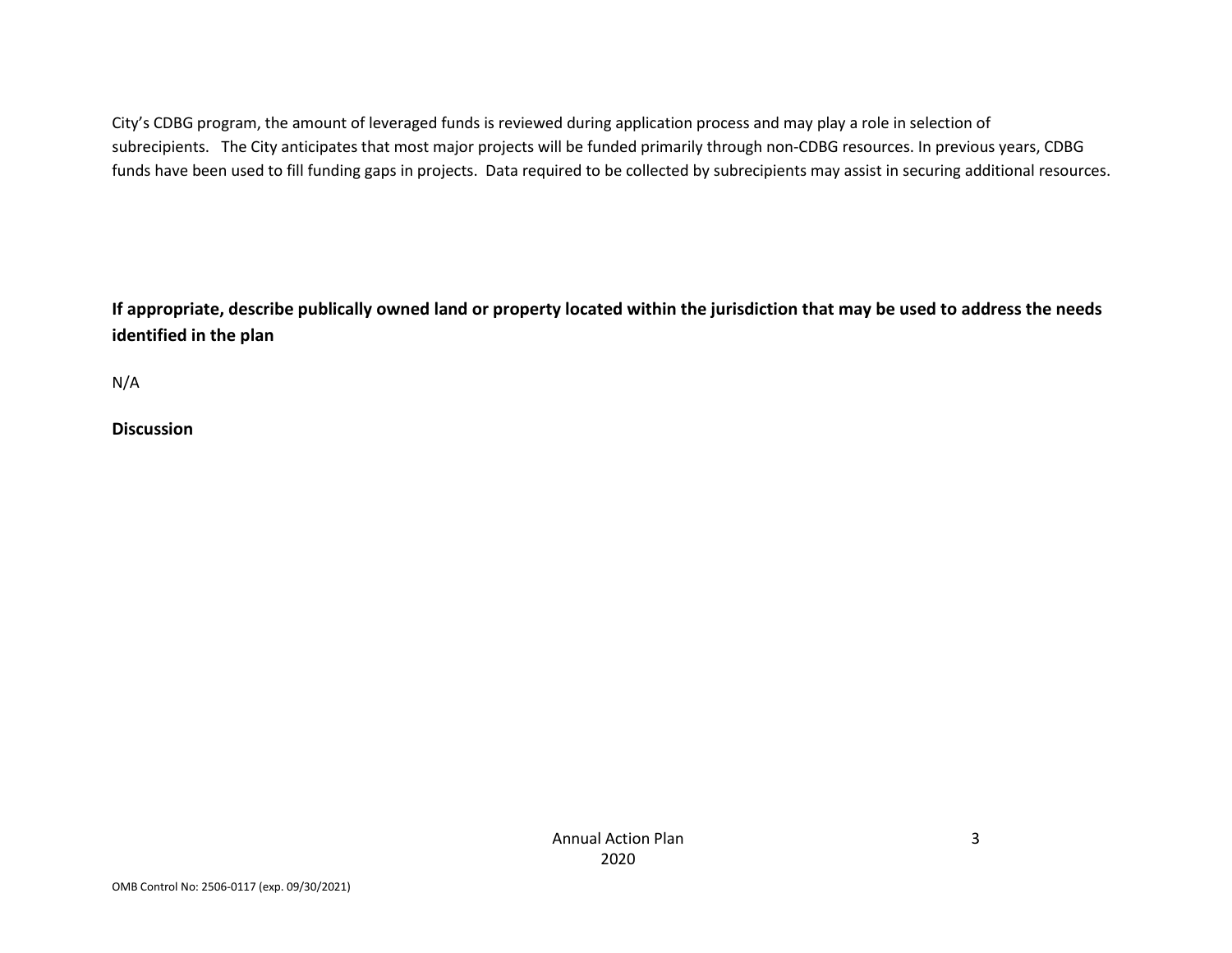City's CDBG program, the amount of leveraged funds is reviewed during application process and may play a role in selection of subrecipients. The City anticipates that most major projects will be funded primarily through non-CDBG resources. In previous years, CDBG funds have been used to fill funding gaps in projects. Data required to be collected by subrecipients may assist in securing additional resources.

**If appropriate, describe publically owned land or property located within the jurisdiction that may be used to address the needs identified in the plan**

N/A

**Discussion**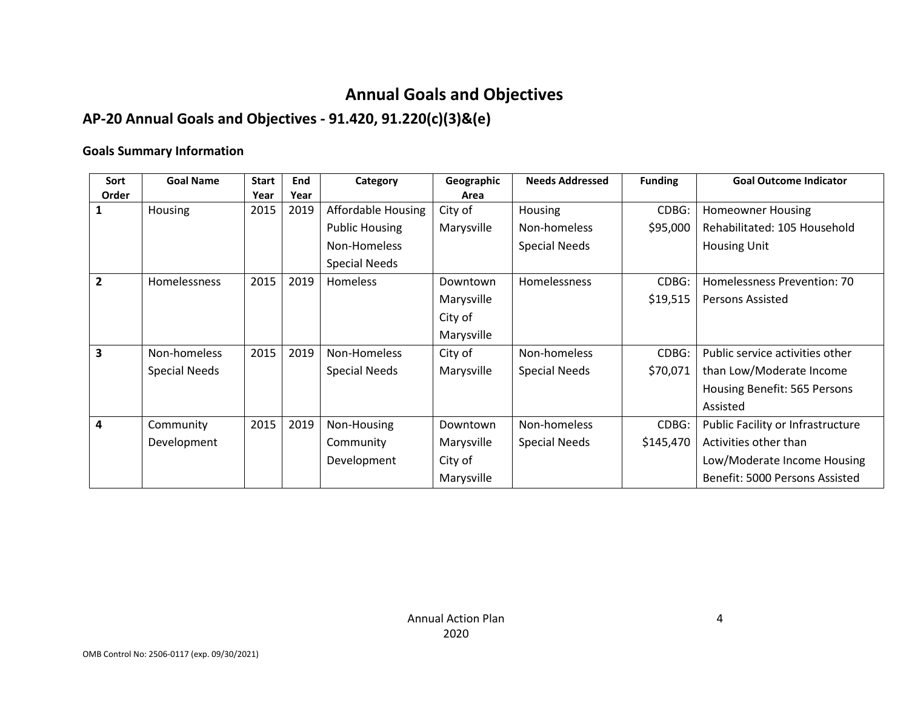# Annual Goals and Objectives

## AP-20 Annual Goals and Objectives - 91.420, 91.220(c)(3)&(e)

### Goals Summary Information

| Sort Order | Goal Name | Start Year | End Year | Category | Geographic Area | Needs Addressed | Funding | Goal Outcome Indicator |
|---|---|---|---|---|---|---|---|---|
| 1 | Housing | 2015 | 2019 | Affordable Housing Public Housing Non-Homeless Special Needs | City of Marysville | Housing Non-homeless Special Needs | CDBG: $95,000 | Homeowner Housing Rehabilitated: 105 Household Housing Unit |
| 2 | Homelessness | 2015 | 2019 | Homeless | Downtown Marysville City of Marysville | Homelessness | CDBG: $19,515 | Homelessness Prevention: 70 Persons Assisted |
| 3 | Non-homeless Special Needs | 2015 | 2019 | Non-Homeless Special Needs | City of Marysville | Non-homeless Special Needs | CDBG: $70,071 | Public service activities other than Low/Moderate Income Housing Benefit: 565 Persons Assisted |
| 4 | Community Development | 2015 | 2019 | Non-Housing Community Development | Downtown Marysville City of Marysville | Non-homeless Special Needs | CDBG: $145,470 | Public Facility or Infrastructure Activities other than Low/Moderate Income Housing Benefit: 5000 Persons Assisted |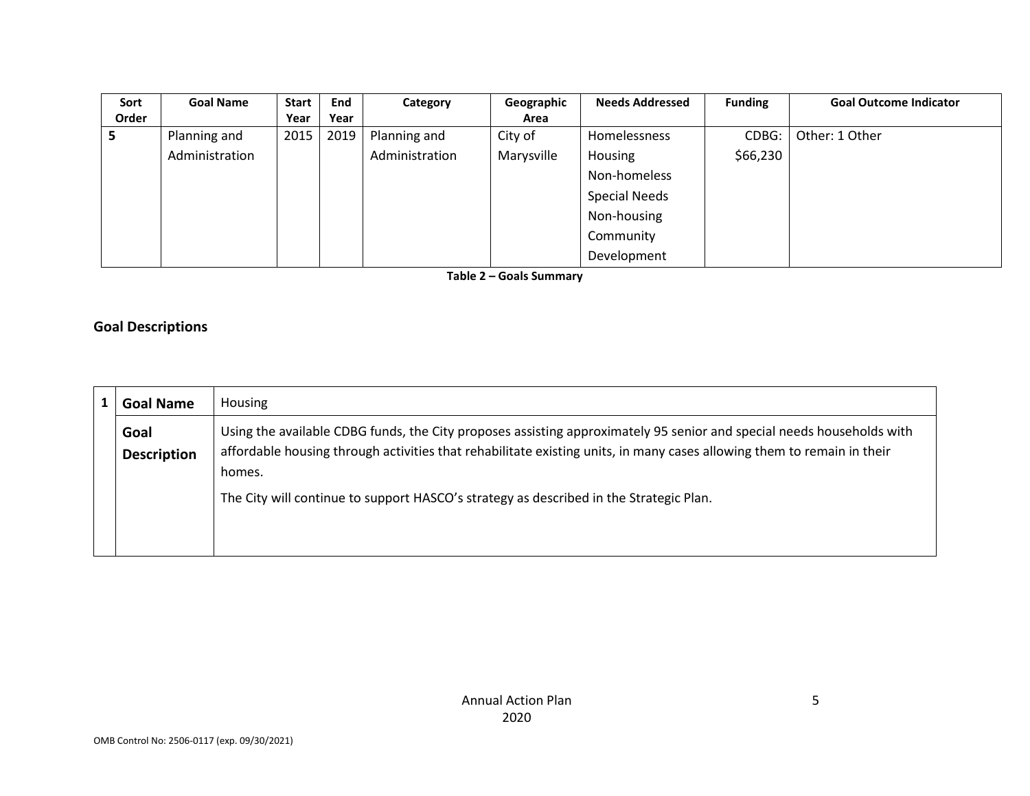| Sort Order | Goal Name | Start Year | End Year | Category | Geographic Area | Needs Addressed | Funding | Goal Outcome Indicator |
|---|---|---|---|---|---|---|---|---|
| 5 | Planning and Administration | 2015 | 2019 | Planning and Administration | City of Marysville | Homelessness Housing Non-homeless Special Needs Non-housing Community Development | CDBG: $66,230 | Other: 1 Other |

**Table 2 – Goals Summary**

## Goal Descriptions

| 1 | | |
|---|---|---|
| | **Goal Name** | Housing |
| | **Goal Description** | Using the available CDBG funds, the City proposes assisting approximately 95 senior and special needs households with affordable housing through activities that rehabilitate existing units, in many cases allowing them to remain in their homes.<br><br>The City will continue to support HASCO's strategy as described in the Strategic Plan. |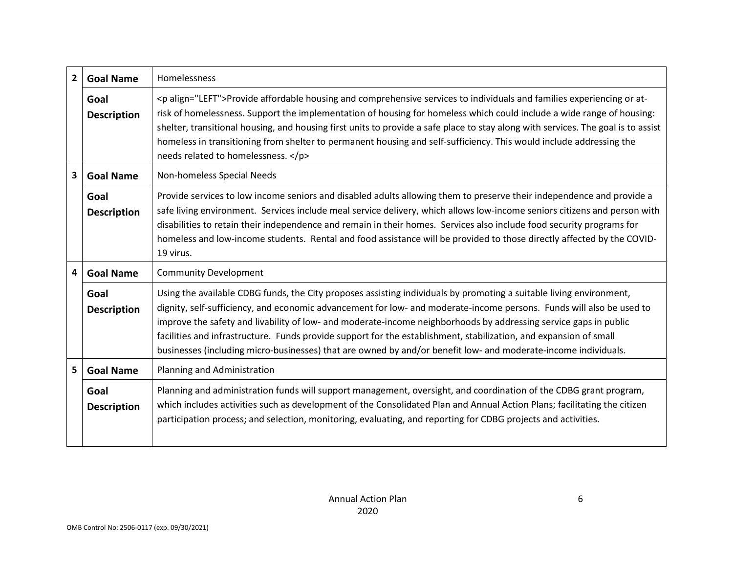| | | |
|---|---|---|
| 2 | **Goal Name** | Homelessness |
| | **Goal Description** | <p align="LEFT">Provide affordable housing and comprehensive services to individuals and families experiencing or at-risk of homelessness. Support the implementation of housing for homeless which could include a wide range of housing: shelter, transitional housing, and housing first units to provide a safe place to stay along with services. The goal is to assist homeless in transitioning from shelter to permanent housing and self-sufficiency. This would include addressing the needs related to homelessness. </p> |
| 3 | **Goal Name** | Non-homeless Special Needs |
| | **Goal Description** | Provide services to low income seniors and disabled adults allowing them to preserve their independence and provide a safe living environment. Services include meal service delivery, which allows low-income seniors citizens and person with disabilities to retain their independence and remain in their homes. Services also include food security programs for homeless and low-income students. Rental and food assistance will be provided to those directly affected by the COVID-19 virus. |
| 4 | **Goal Name** | Community Development |
| | **Goal Description** | Using the available CDBG funds, the City proposes assisting individuals by promoting a suitable living environment, dignity, self-sufficiency, and economic advancement for low- and moderate-income persons. Funds will also be used to improve the safety and livability of low- and moderate-income neighborhoods by addressing service gaps in public facilities and infrastructure. Funds provide support for the establishment, stabilization, and expansion of small businesses (including micro-businesses) that are owned by and/or benefit low- and moderate-income individuals. |
| 5 | **Goal Name** | Planning and Administration |
| | **Goal Description** | Planning and administration funds will support management, oversight, and coordination of the CDBG grant program, which includes activities such as development of the Consolidated Plan and Annual Action Plans; facilitating the citizen participation process; and selection, monitoring, evaluating, and reporting for CDBG projects and activities. |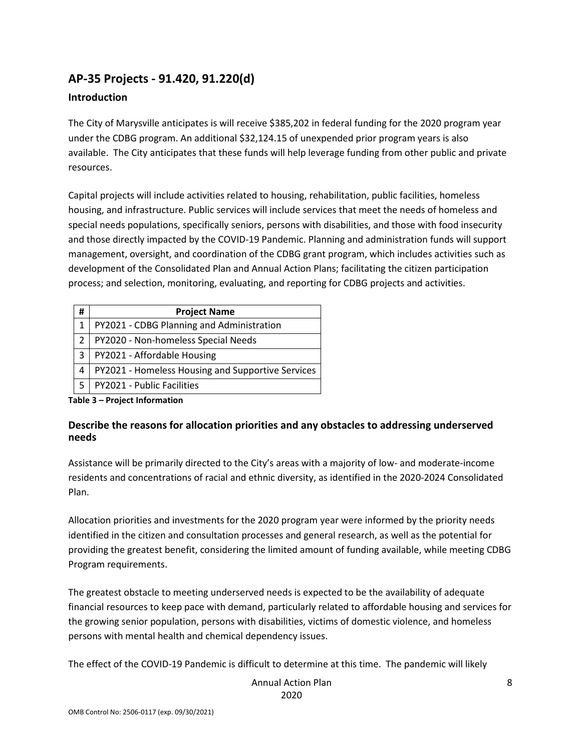## AP-35 Projects - 91.420, 91.220(d)

### Introduction

The City of Marysville anticipates is will receive $385,202 in federal funding for the 2020 program year under the CDBG program. An additional $32,124.15 of unexpended prior program years is also available. The City anticipates that these funds will help leverage funding from other public and private resources.

Capital projects will include activities related to housing, rehabilitation, public facilities, homeless housing, and infrastructure. Public services will include services that meet the needs of homeless and special needs populations, specifically seniors, persons with disabilities, and those with food insecurity and those directly impacted by the COVID-19 Pandemic. Planning and administration funds will support management, oversight, and coordination of the CDBG grant program, which includes activities such as development of the Consolidated Plan and Annual Action Plans; facilitating the citizen participation process; and selection, monitoring, evaluating, and reporting for CDBG projects and activities.

| # | Project Name |
|---|---|
| 1 | PY2021 - CDBG Planning and Administration |
| 2 | PY2020 - Non-homeless Special Needs |
| 3 | PY2021 - Affordable Housing |
| 4 | PY2021 - Homeless Housing and Supportive Services |
| 5 | PY2021 - Public Facilities |

**Table 3 – Project Information**

### Describe the reasons for allocation priorities and any obstacles to addressing underserved needs

Assistance will be primarily directed to the City's areas with a majority of low- and moderate-income residents and concentrations of racial and ethnic diversity, as identified in the 2020-2024 Consolidated Plan.

Allocation priorities and investments for the 2020 program year were informed by the priority needs identified in the citizen and consultation processes and general research, as well as the potential for providing the greatest benefit, considering the limited amount of funding available, while meeting CDBG Program requirements.

The greatest obstacle to meeting underserved needs is expected to be the availability of adequate financial resources to keep pace with demand, particularly related to affordable housing and services for the growing senior population, persons with disabilities, victims of domestic violence, and homeless persons with mental health and chemical dependency issues.

The effect of the COVID-19 Pandemic is difficult to determine at this time. The pandemic will likely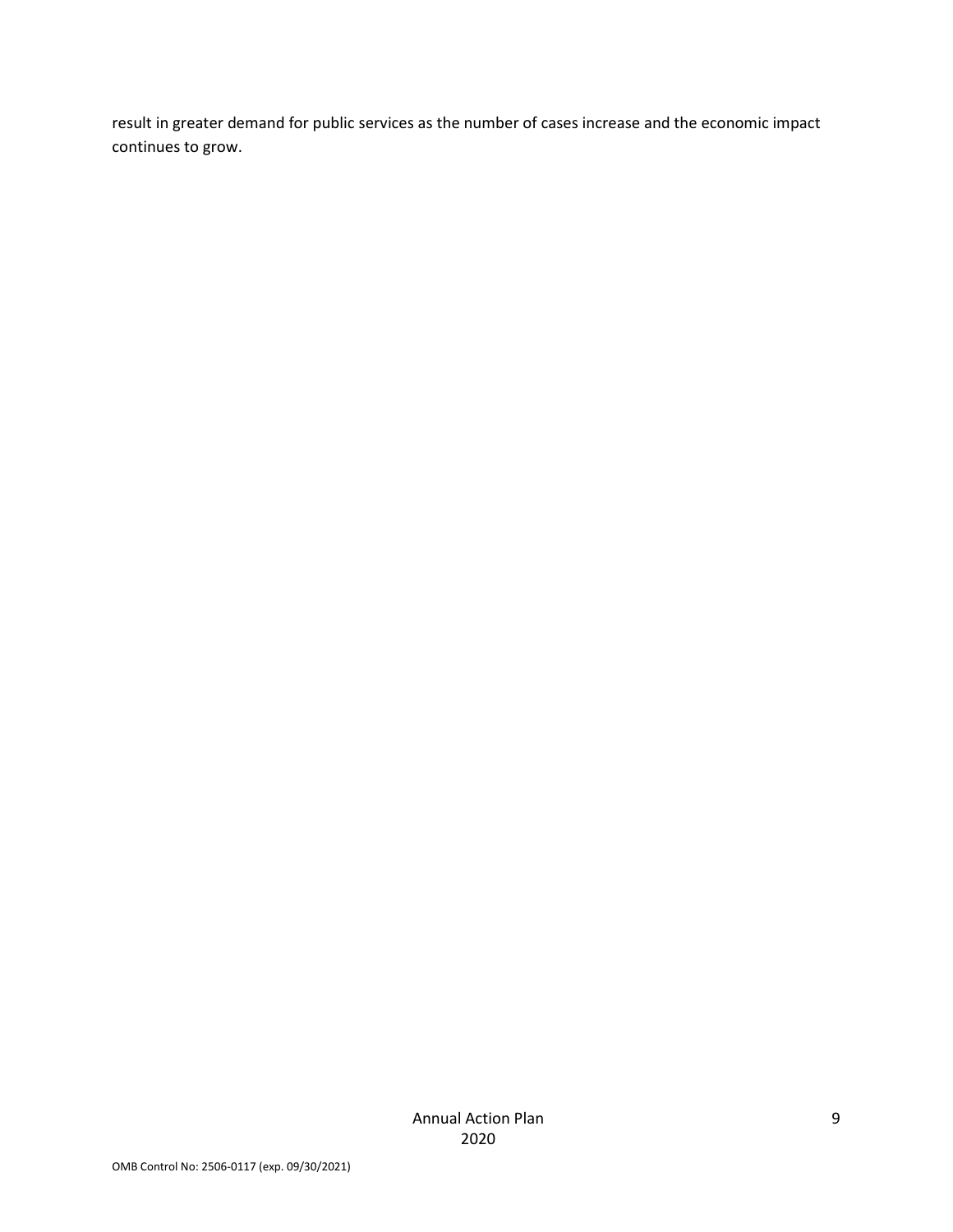result in greater demand for public services as the number of cases increase and the economic impact continues to grow.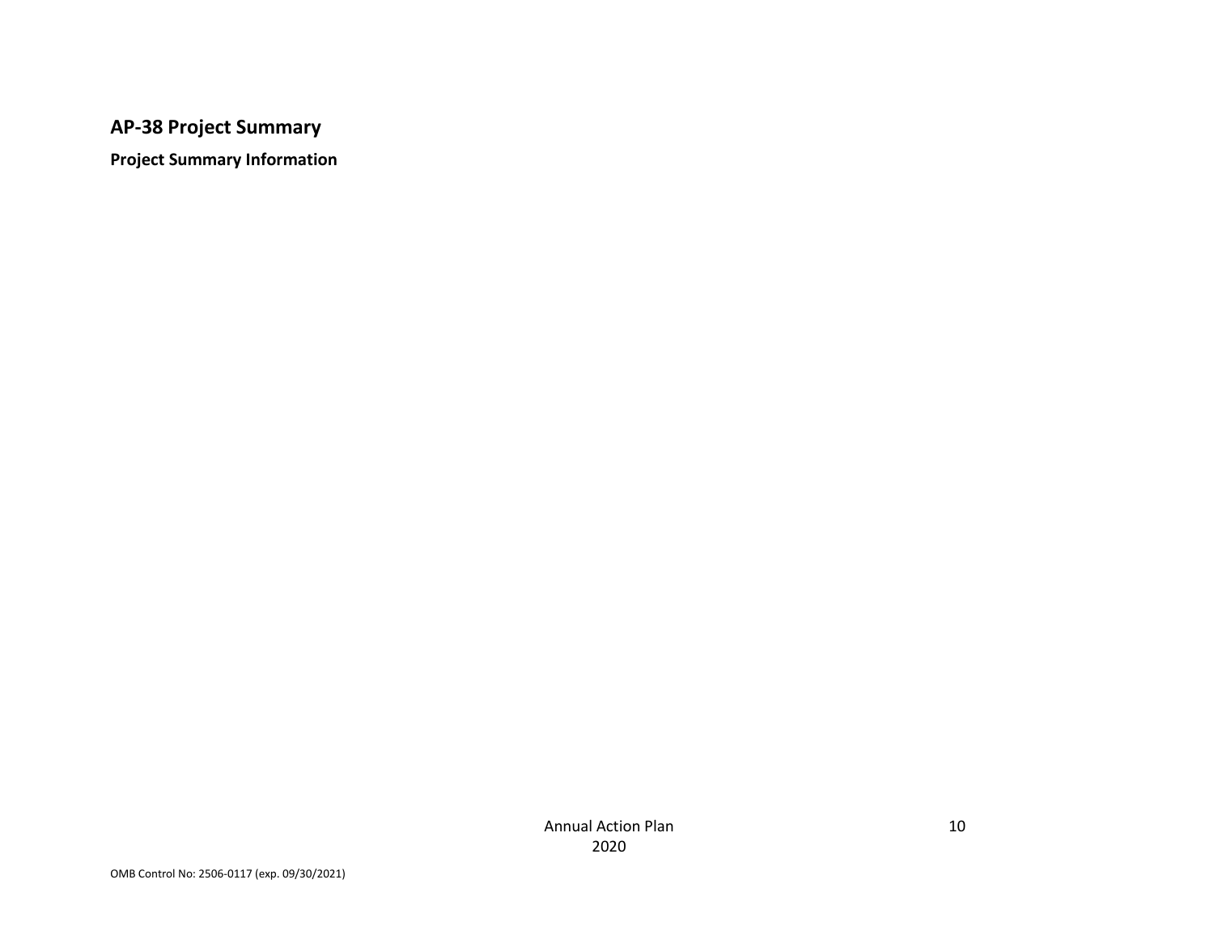## AP-38 Project Summary

### Project Summary Information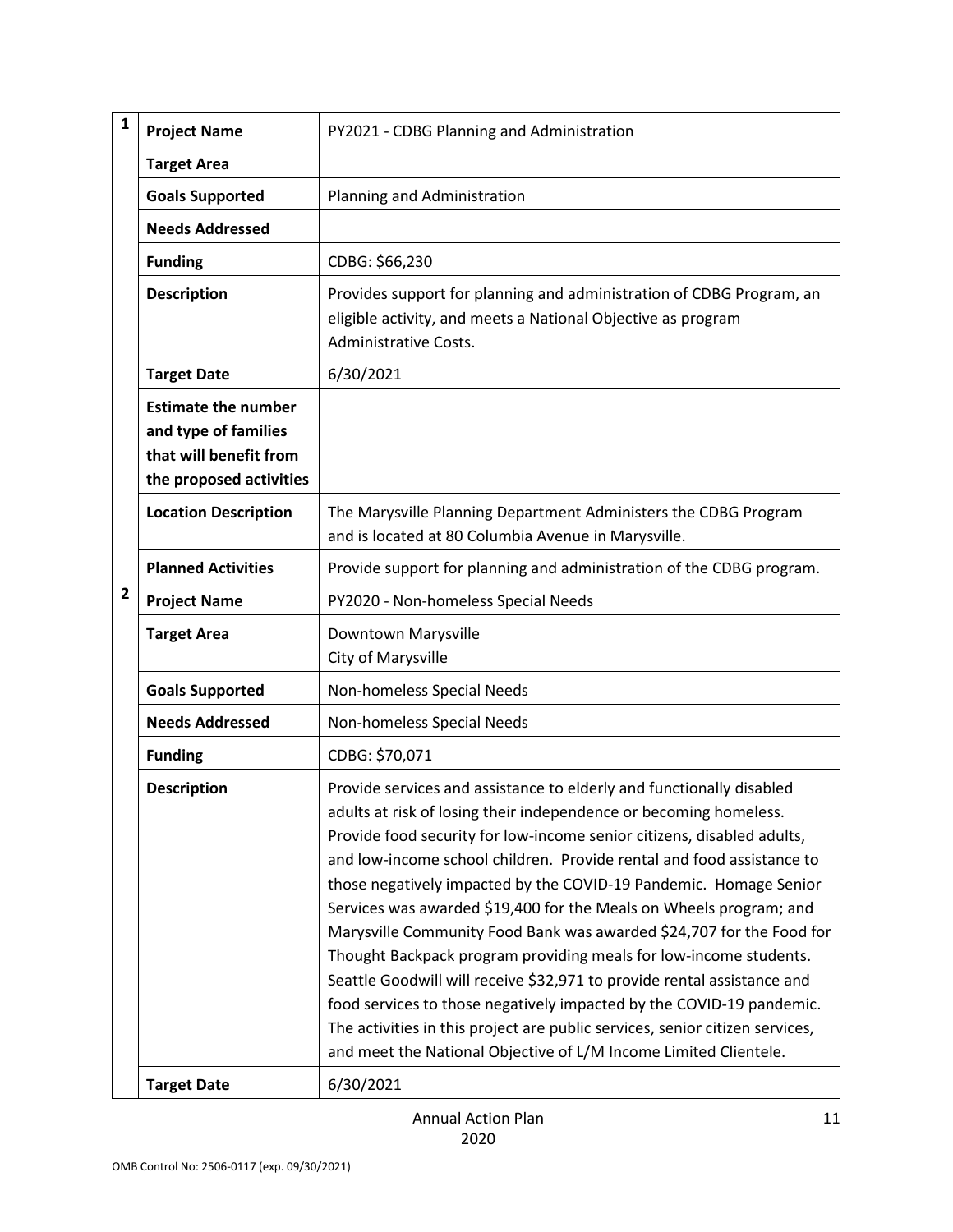| | | |
|---|---|---|
| 1 | **Project Name** | PY2021 - CDBG Planning and Administration |
| | **Target Area** | |
| | **Goals Supported** | Planning and Administration |
| | **Needs Addressed** | |
| | **Funding** | CDBG: $66,230 |
| | **Description** | Provides support for planning and administration of CDBG Program, an eligible activity, and meets a National Objective as program Administrative Costs. |
| | **Target Date** | 6/30/2021 |
| | **Estimate the number and type of families that will benefit from the proposed activities** | |
| | **Location Description** | The Marysville Planning Department Administers the CDBG Program and is located at 80 Columbia Avenue in Marysville. |
| | **Planned Activities** | Provide support for planning and administration of the CDBG program. |
| 2 | **Project Name** | PY2020 - Non-homeless Special Needs |
| | **Target Area** | Downtown Marysville<br>City of Marysville |
| | **Goals Supported** | Non-homeless Special Needs |
| | **Needs Addressed** | Non-homeless Special Needs |
| | **Funding** | CDBG: $70,071 |
| | **Description** | Provide services and assistance to elderly and functionally disabled adults at risk of losing their independence or becoming homeless. Provide food security for low-income senior citizens, disabled adults, and low-income school children. Provide rental and food assistance to those negatively impacted by the COVID-19 Pandemic. Homage Senior Services was awarded $19,400 for the Meals on Wheels program; and Marysville Community Food Bank was awarded $24,707 for the Food for Thought Backpack program providing meals for low-income students. Seattle Goodwill will receive $32,971 to provide rental assistance and food services to those negatively impacted by the COVID-19 pandemic. The activities in this project are public services, senior citizen services, and meet the National Objective of L/M Income Limited Clientele. |
| | **Target Date** | 6/30/2021 |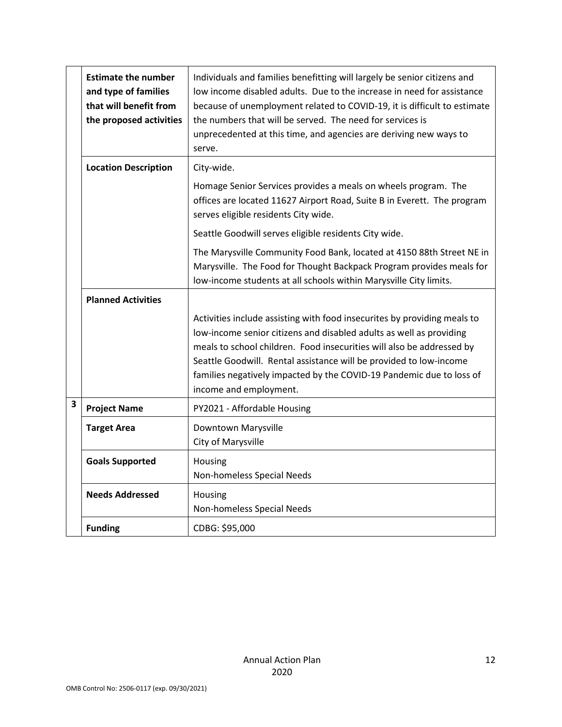| | | |
|---|---|---|
| | **Estimate the number and type of families that will benefit from the proposed activities** | Individuals and families benefitting will largely be senior citizens and low income disabled adults. Due to the increase in need for assistance because of unemployment related to COVID-19, it is difficult to estimate the numbers that will be served. The need for services is unprecedented at this time, and agencies are deriving new ways to serve. |
| | **Location Description** | City-wide.<br><br>Homage Senior Services provides a meals on wheels program. The offices are located 11627 Airport Road, Suite B in Everett. The program serves eligible residents City wide.<br><br>Seattle Goodwill serves eligible residents City wide.<br><br>The Marysville Community Food Bank, located at 4150 88th Street NE in Marysville. The Food for Thought Backpack Program provides meals for low-income students at all schools within Marysville City limits. |
| | **Planned Activities** | Activities include assisting with food insecurites by providing meals to low-income senior citizens and disabled adults as well as providing meals to school children. Food insecurities will also be addressed by Seattle Goodwill. Rental assistance will be provided to low-income families negatively impacted by the COVID-19 Pandemic due to loss of income and employment. |
| **3** | **Project Name** | PY2021 - Affordable Housing |
| | **Target Area** | Downtown Marysville<br>City of Marysville |
| | **Goals Supported** | Housing<br>Non-homeless Special Needs |
| | **Needs Addressed** | Housing<br>Non-homeless Special Needs |
| | **Funding** | CDBG: $95,000 |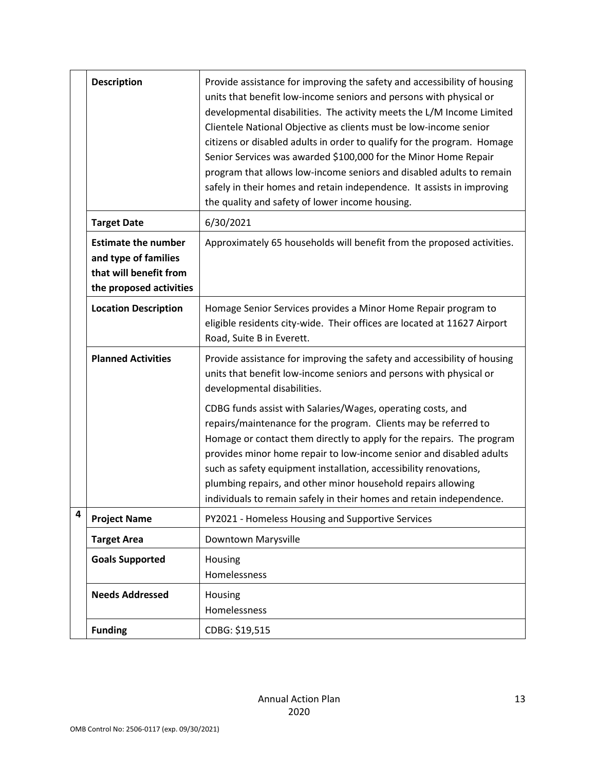| | | |
|---|---|---|
| | **Description** | Provide assistance for improving the safety and accessibility of housing units that benefit low-income seniors and persons with physical or developmental disabilities. The activity meets the L/M Income Limited Clientele National Objective as clients must be low-income senior citizens or disabled adults in order to qualify for the program. Homage Senior Services was awarded $100,000 for the Minor Home Repair program that allows low-income seniors and disabled adults to remain safely in their homes and retain independence. It assists in improving the quality and safety of lower income housing. |
| | **Target Date** | 6/30/2021 |
| | **Estimate the number and type of families that will benefit from the proposed activities** | Approximately 65 households will benefit from the proposed activities. |
| | **Location Description** | Homage Senior Services provides a Minor Home Repair program to eligible residents city-wide. Their offices are located at 11627 Airport Road, Suite B in Everett. |
| | **Planned Activities** | Provide assistance for improving the safety and accessibility of housing units that benefit low-income seniors and persons with physical or developmental disabilities.<br><br>CDBG funds assist with Salaries/Wages, operating costs, and repairs/maintenance for the program. Clients may be referred to Homage or contact them directly to apply for the repairs. The program provides minor home repair to low-income senior and disabled adults such as safety equipment installation, accessibility renovations, plumbing repairs, and other minor household repairs allowing individuals to remain safely in their homes and retain independence. |
| **4** | **Project Name** | PY2021 - Homeless Housing and Supportive Services |
| | **Target Area** | Downtown Marysville |
| | **Goals Supported** | Housing<br>Homelessness |
| | **Needs Addressed** | Housing<br>Homelessness |
| | **Funding** | CDBG: $19,515 |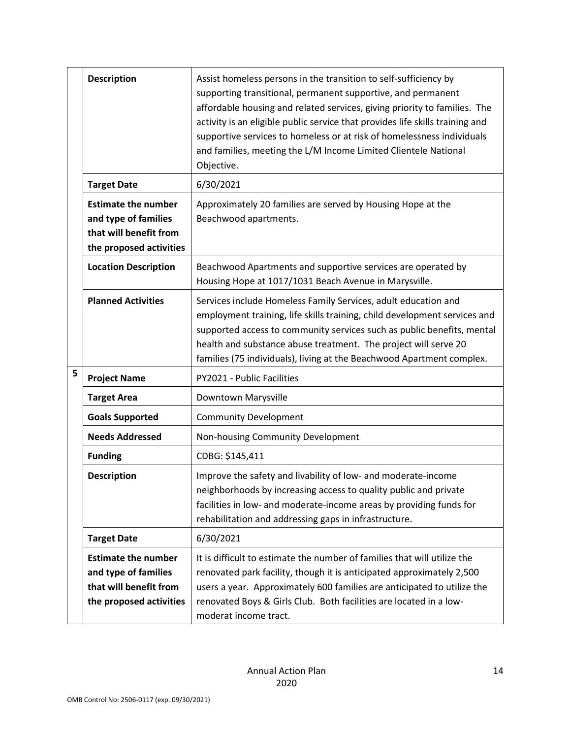| | | |
|---|---|---|
| | **Description** | Assist homeless persons in the transition to self-sufficiency by supporting transitional, permanent supportive, and permanent affordable housing and related services, giving priority to families. The activity is an eligible public service that provides life skills training and supportive services to homeless or at risk of homelessness individuals and families, meeting the L/M Income Limited Clientele National Objective. |
| | **Target Date** | 6/30/2021 |
| | **Estimate the number and type of families that will benefit from the proposed activities** | Approximately 20 families are served by Housing Hope at the Beachwood apartments. |
| | **Location Description** | Beachwood Apartments and supportive services are operated by Housing Hope at 1017/1031 Beach Avenue in Marysville. |
| | **Planned Activities** | Services include Homeless Family Services, adult education and employment training, life skills training, child development services and supported access to community services such as public benefits, mental health and substance abuse treatment. The project will serve 20 families (75 individuals), living at the Beachwood Apartment complex. |
| 5 | **Project Name** | PY2021 - Public Facilities |
| | **Target Area** | Downtown Marysville |
| | **Goals Supported** | Community Development |
| | **Needs Addressed** | Non-housing Community Development |
| | **Funding** | CDBG: $145,411 |
| | **Description** | Improve the safety and livability of low- and moderate-income neighborhoods by increasing access to quality public and private facilities in low- and moderate-income areas by providing funds for rehabilitation and addressing gaps in infrastructure. |
| | **Target Date** | 6/30/2021 |
| | **Estimate the number and type of families that will benefit from the proposed activities** | It is difficult to estimate the number of families that will utilize the renovated park facility, though it is anticipated approximately 2,500 users a year. Approximately 600 families are anticipated to utilize the renovated Boys & Girls Club. Both facilities are located in a low-moderat income tract. |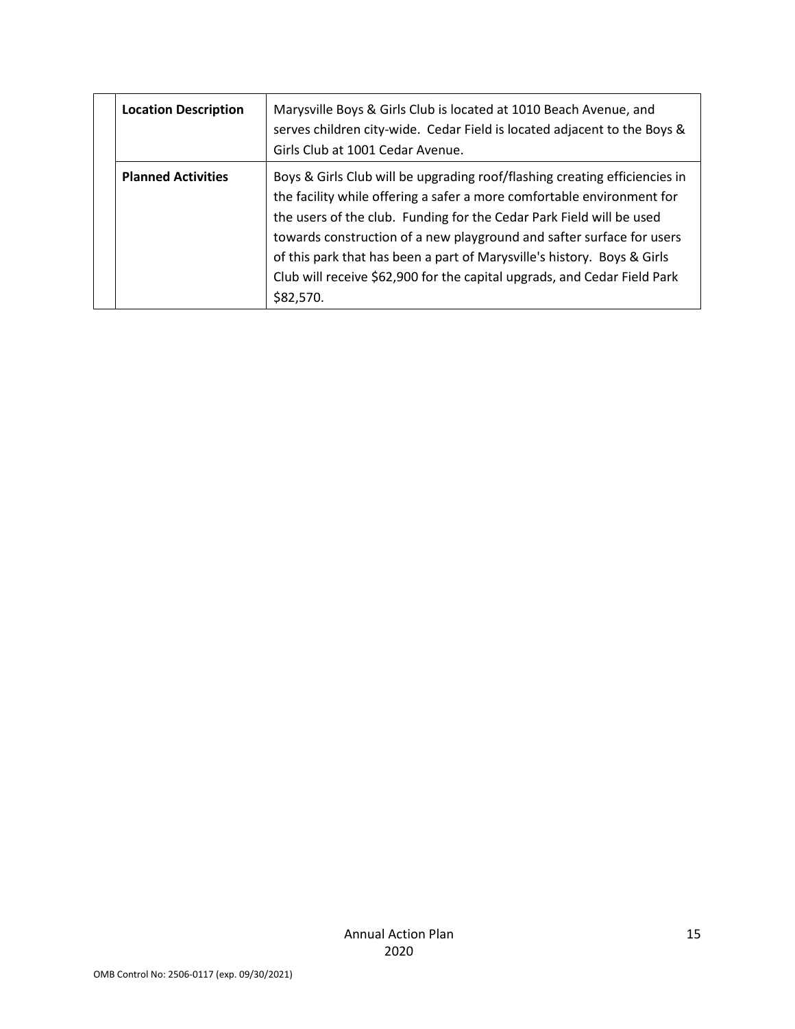| | | |
|---|---|---|
| | **Location Description** | Marysville Boys & Girls Club is located at 1010 Beach Avenue, and serves children city-wide. Cedar Field is located adjacent to the Boys & Girls Club at 1001 Cedar Avenue. |
| | **Planned Activities** | Boys & Girls Club will be upgrading roof/flashing creating efficiencies in the facility while offering a safer a more comfortable environment for the users of the club. Funding for the Cedar Park Field will be used towards construction of a new playground and safter surface for users of this park that has been a part of Marysville's history. Boys & Girls Club will receive $62,900 for the capital upgrads, and Cedar Field Park $82,570. |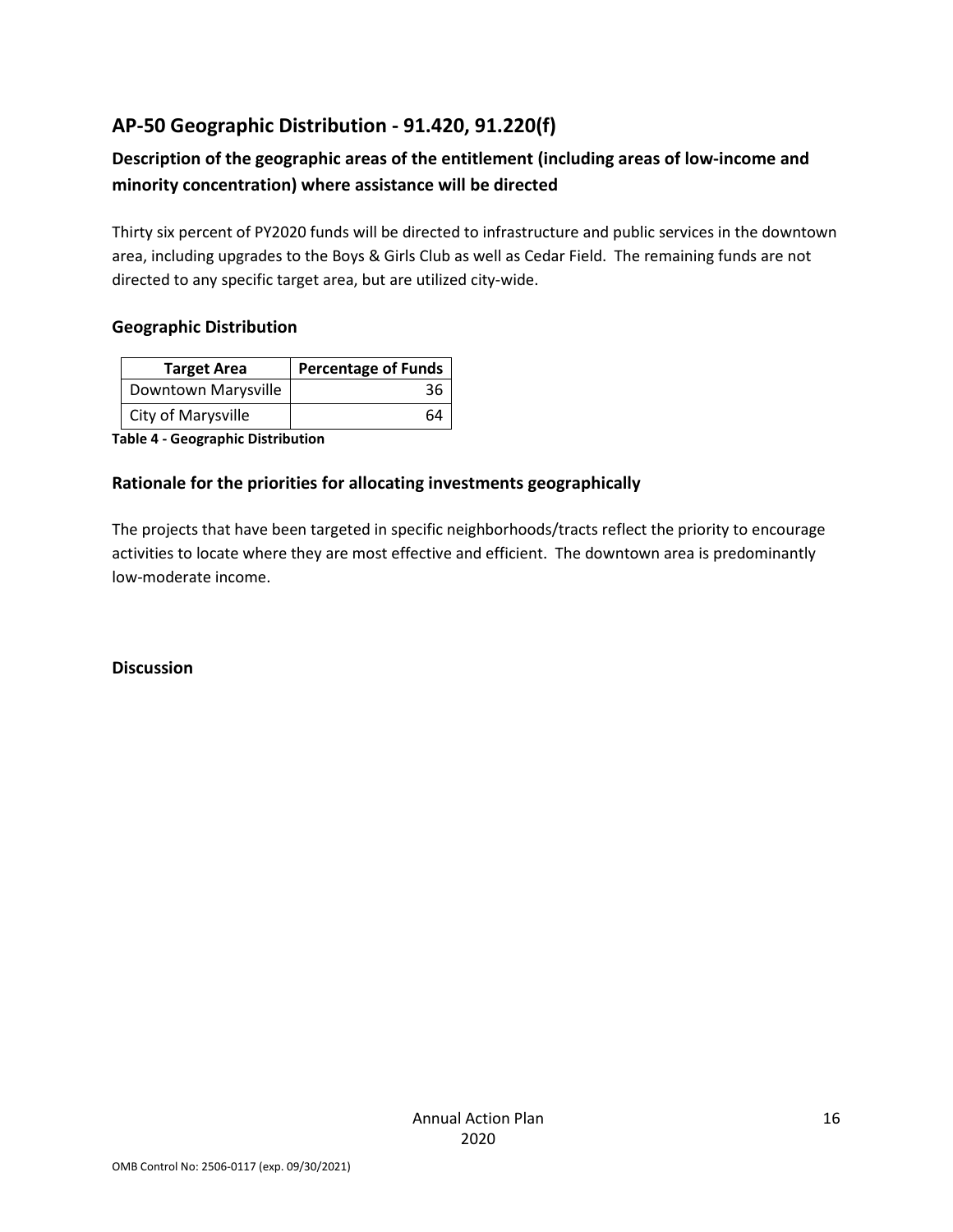## AP-50 Geographic Distribution - 91.420, 91.220(f)

### Description of the geographic areas of the entitlement (including areas of low-income and minority concentration) where assistance will be directed

Thirty six percent of PY2020 funds will be directed to infrastructure and public services in the downtown area, including upgrades to the Boys & Girls Club as well as Cedar Field. The remaining funds are not directed to any specific target area, but are utilized city-wide.

### Geographic Distribution

| Target Area | Percentage of Funds |
|---|---|
| Downtown Marysville | 36 |
| City of Marysville | 64 |

**Table 4 - Geographic Distribution**

### Rationale for the priorities for allocating investments geographically

The projects that have been targeted in specific neighborhoods/tracts reflect the priority to encourage activities to locate where they are most effective and efficient. The downtown area is predominantly low-moderate income.

### Discussion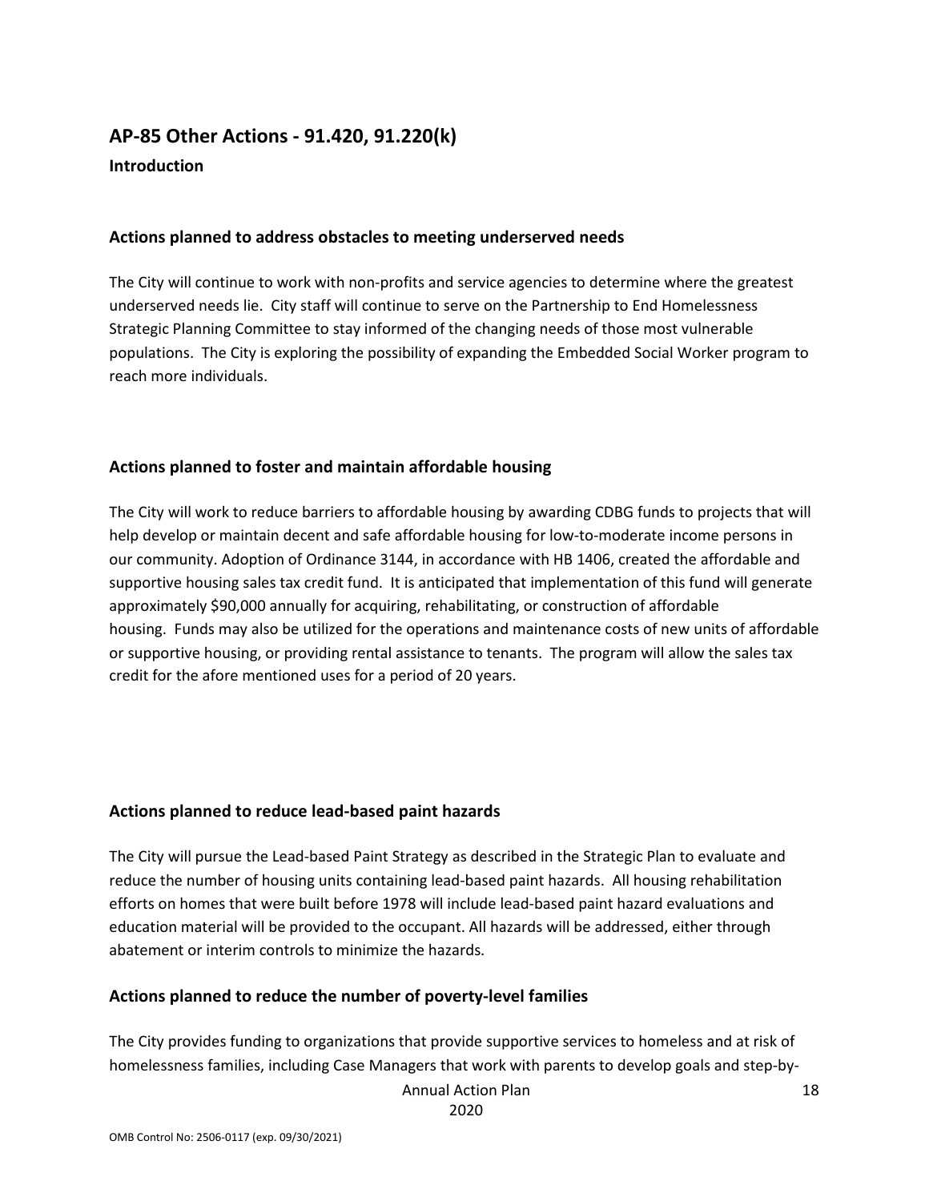## AP-85 Other Actions - 91.420, 91.220(k)

### Introduction

### Actions planned to address obstacles to meeting underserved needs

The City will continue to work with non-profits and service agencies to determine where the greatest underserved needs lie. City staff will continue to serve on the Partnership to End Homelessness Strategic Planning Committee to stay informed of the changing needs of those most vulnerable populations. The City is exploring the possibility of expanding the Embedded Social Worker program to reach more individuals.

### Actions planned to foster and maintain affordable housing

The City will work to reduce barriers to affordable housing by awarding CDBG funds to projects that will help develop or maintain decent and safe affordable housing for low-to-moderate income persons in our community. Adoption of Ordinance 3144, in accordance with HB 1406, created the affordable and supportive housing sales tax credit fund. It is anticipated that implementation of this fund will generate approximately $90,000 annually for acquiring, rehabilitating, or construction of affordable housing. Funds may also be utilized for the operations and maintenance costs of new units of affordable or supportive housing, or providing rental assistance to tenants. The program will allow the sales tax credit for the afore mentioned uses for a period of 20 years.

### Actions planned to reduce lead-based paint hazards

The City will pursue the Lead-based Paint Strategy as described in the Strategic Plan to evaluate and reduce the number of housing units containing lead-based paint hazards. All housing rehabilitation efforts on homes that were built before 1978 will include lead-based paint hazard evaluations and education material will be provided to the occupant. All hazards will be addressed, either through abatement or interim controls to minimize the hazards.

### Actions planned to reduce the number of poverty-level families

The City provides funding to organizations that provide supportive services to homeless and at risk of homelessness families, including Case Managers that work with parents to develop goals and step-by-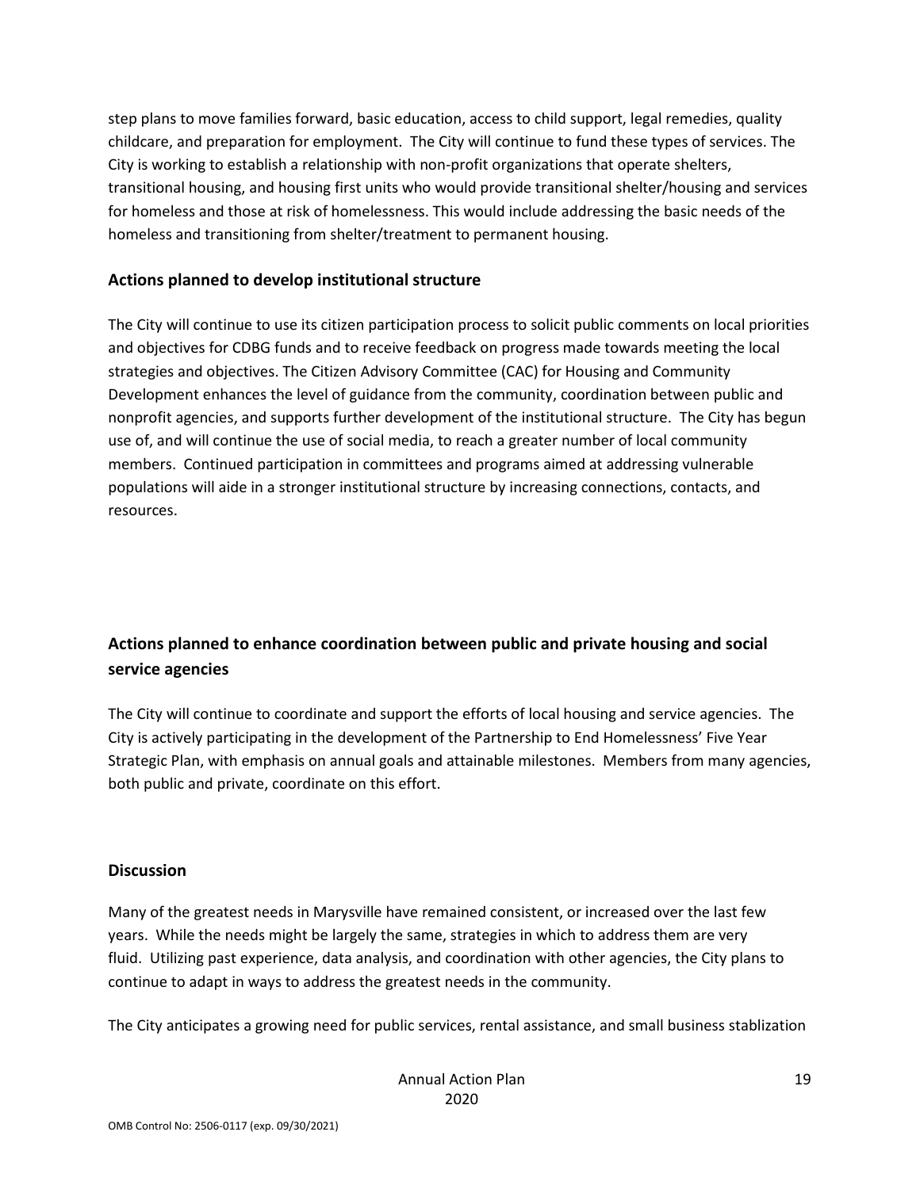step plans to move families forward, basic education, access to child support, legal remedies, quality childcare, and preparation for employment. The City will continue to fund these types of services. The City is working to establish a relationship with non-profit organizations that operate shelters, transitional housing, and housing first units who would provide transitional shelter/housing and services for homeless and those at risk of homelessness. This would include addressing the basic needs of the homeless and transitioning from shelter/treatment to permanent housing.

### Actions planned to develop institutional structure

The City will continue to use its citizen participation process to solicit public comments on local priorities and objectives for CDBG funds and to receive feedback on progress made towards meeting the local strategies and objectives. The Citizen Advisory Committee (CAC) for Housing and Community Development enhances the level of guidance from the community, coordination between public and nonprofit agencies, and supports further development of the institutional structure. The City has begun use of, and will continue the use of social media, to reach a greater number of local community members. Continued participation in committees and programs aimed at addressing vulnerable populations will aide in a stronger institutional structure by increasing connections, contacts, and resources.

### Actions planned to enhance coordination between public and private housing and social service agencies

The City will continue to coordinate and support the efforts of local housing and service agencies. The City is actively participating in the development of the Partnership to End Homelessness' Five Year Strategic Plan, with emphasis on annual goals and attainable milestones. Members from many agencies, both public and private, coordinate on this effort.

### Discussion

Many of the greatest needs in Marysville have remained consistent, or increased over the last few years. While the needs might be largely the same, strategies in which to address them are very fluid. Utilizing past experience, data analysis, and coordination with other agencies, the City plans to continue to adapt in ways to address the greatest needs in the community.

The City anticipates a growing need for public services, rental assistance, and small business stablization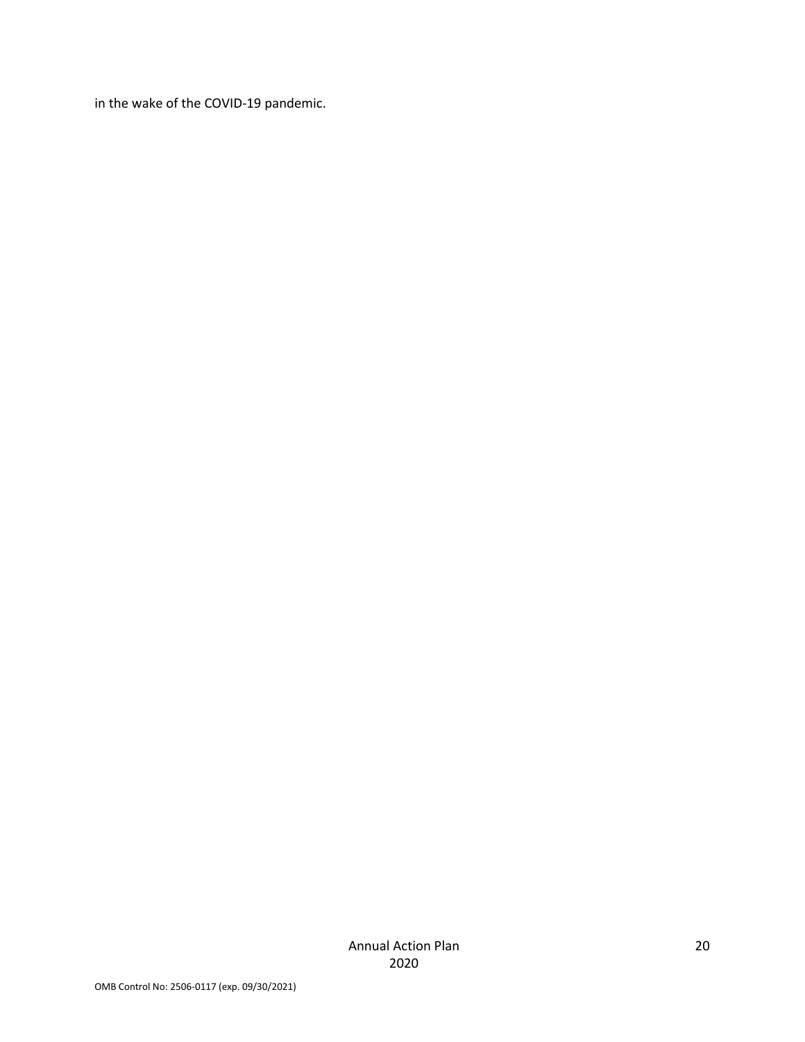in the wake of the COVID-19 pandemic.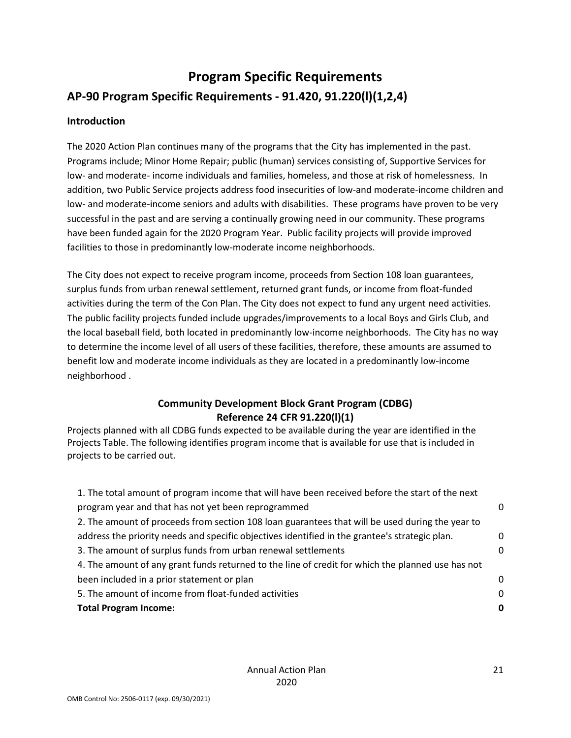# Program Specific Requirements

## AP-90 Program Specific Requirements - 91.420, 91.220(l)(1,2,4)

### Introduction

The 2020 Action Plan continues many of the programs that the City has implemented in the past. Programs include; Minor Home Repair; public (human) services consisting of, Supportive Services for low- and moderate- income individuals and families, homeless, and those at risk of homelessness. In addition, two Public Service projects address food insecurities of low-and moderate-income children and low- and moderate-income seniors and adults with disabilities. These programs have proven to be very successful in the past and are serving a continually growing need in our community. These programs have been funded again for the 2020 Program Year. Public facility projects will provide improved facilities to those in predominantly low-moderate income neighborhoods.

The City does not expect to receive program income, proceeds from Section 108 loan guarantees, surplus funds from urban renewal settlement, returned grant funds, or income from float-funded activities during the term of the Con Plan. The City does not expect to fund any urgent need activities. The public facility projects funded include upgrades/improvements to a local Boys and Girls Club, and the local baseball field, both located in predominantly low-income neighborhoods. The City has no way to determine the income level of all users of these facilities, therefore, these amounts are assumed to benefit low and moderate income individuals as they are located in a predominantly low-income neighborhood .

### Community Development Block Grant Program (CDBG)
### Reference 24 CFR 91.220(l)(1)

Projects planned with all CDBG funds expected to be available during the year are identified in the Projects Table. The following identifies program income that is available for use that is included in projects to be carried out.

| | |
|---|---|
| 1. The total amount of program income that will have been received before the start of the next program year and that has not yet been reprogrammed | 0 |
| 2. The amount of proceeds from section 108 loan guarantees that will be used during the year to address the priority needs and specific objectives identified in the grantee's strategic plan. | 0 |
| 3. The amount of surplus funds from urban renewal settlements | 0 |
| 4. The amount of any grant funds returned to the line of credit for which the planned use has not been included in a prior statement or plan | 0 |
| 5. The amount of income from float-funded activities | 0 |
| **Total Program Income:** | **0** |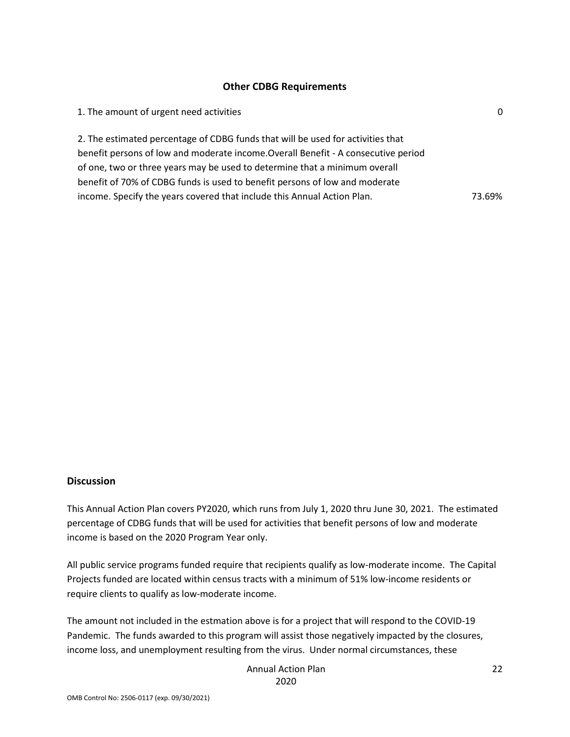### Other CDBG Requirements

| | |
|---|---|
| 1. The amount of urgent need activities | 0 |
| 2. The estimated percentage of CDBG funds that will be used for activities that benefit persons of low and moderate income.Overall Benefit - A consecutive period of one, two or three years may be used to determine that a minimum overall benefit of 70% of CDBG funds is used to benefit persons of low and moderate income. Specify the years covered that include this Annual Action Plan. | 73.69% |

## Discussion

This Annual Action Plan covers PY2020, which runs from July 1, 2020 thru June 30, 2021. The estimated percentage of CDBG funds that will be used for activities that benefit persons of low and moderate income is based on the 2020 Program Year only.

All public service programs funded require that recipients qualify as low-moderate income. The Capital Projects funded are located within census tracts with a minimum of 51% low-income residents or require clients to qualify as low-moderate income.

The amount not included in the estmation above is for a project that will respond to the COVID-19 Pandemic. The funds awarded to this program will assist those negatively impacted by the closures, income loss, and unemployment resulting from the virus. Under normal circumstances, these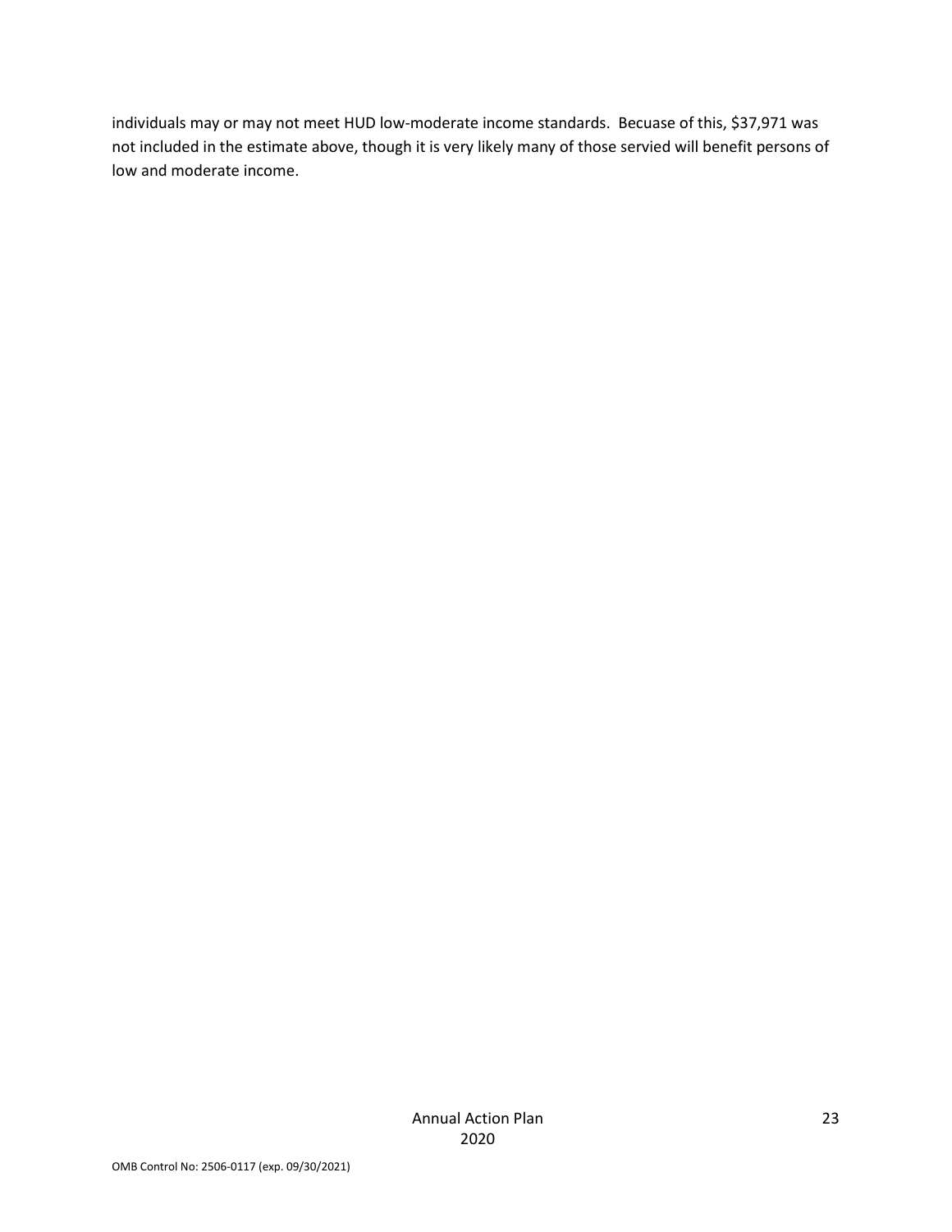individuals may or may not meet HUD low-moderate income standards. Becuase of this, $37,971 was not included in the estimate above, though it is very likely many of those servied will benefit persons of low and moderate income.